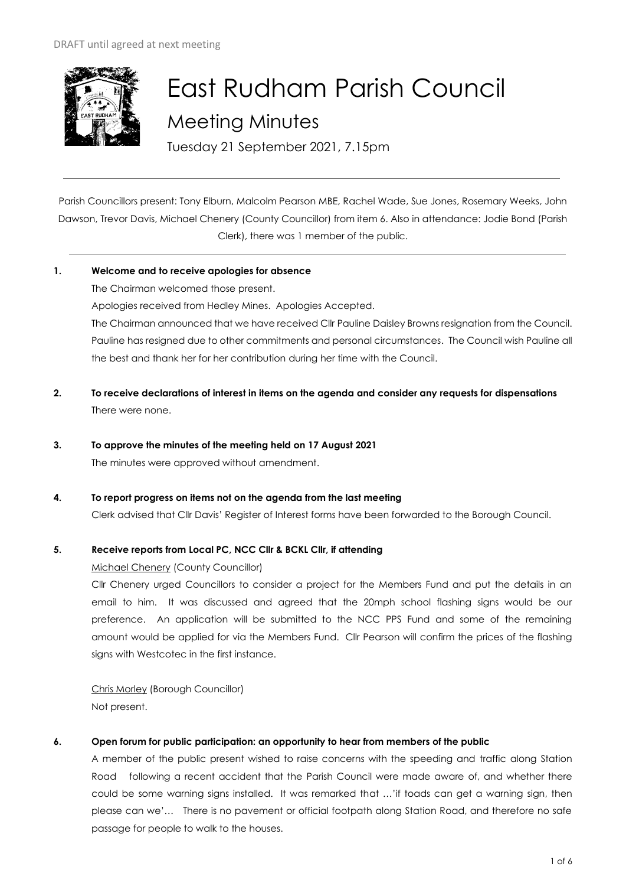DRAFT until agreed at next meeting

# East Rudham Parish Council

## Meeting Minutes

Tuesday 21 September 2021, 7.15pm

---

Parish Councillors present: Tony Elburn, Malcolm Pearson MBE, Rachel Wade, Sue Jones, Rosemary Weeks, John Dawson, Trevor Davis, Michael Chenery (County Councillor) from item 6. Also in attendance: Jodie Bond (Parish Clerk), there was 1 member of the public.

---

**1. Welcome and to receive apologies for absence**

The Chairman welcomed those present.

Apologies received from Hedley Mines. Apologies Accepted.

The Chairman announced that we have received Cllr Pauline Daisley Browns resignation from the Council. Pauline has resigned due to other commitments and personal circumstances. The Council wish Pauline all the best and thank her for her contribution during her time with the Council.

**2. To receive declarations of interest in items on the agenda and consider any requests for dispensations**

There were none.

**3. To approve the minutes of the meeting held on 17 August 2021**

The minutes were approved without amendment.

**4. To report progress on items not on the agenda from the last meeting**

Clerk advised that Cllr Davis' Register of Interest forms have been forwarded to the Borough Council.

**5. Receive reports from Local PC, NCC Cllr & BCKL Cllr, if attending**

Michael Chenery (County Councillor)

Cllr Chenery urged Councillors to consider a project for the Members Fund and put the details in an email to him. It was discussed and agreed that the 20mph school flashing signs would be our preference. An application will be submitted to the NCC PPS Fund and some of the remaining amount would be applied for via the Members Fund. Cllr Pearson will confirm the prices of the flashing signs with Westcotec in the first instance.

Chris Morley (Borough Councillor)

Not present.

**6. Open forum for public participation: an opportunity to hear from members of the public**

A member of the public present wished to raise concerns with the speeding and traffic along Station Road following a recent accident that the Parish Council were made aware of, and whether there could be some warning signs installed. It was remarked that …'if toads can get a warning sign, then please can we'… There is no pavement or official footpath along Station Road, and therefore no safe passage for people to walk to the houses.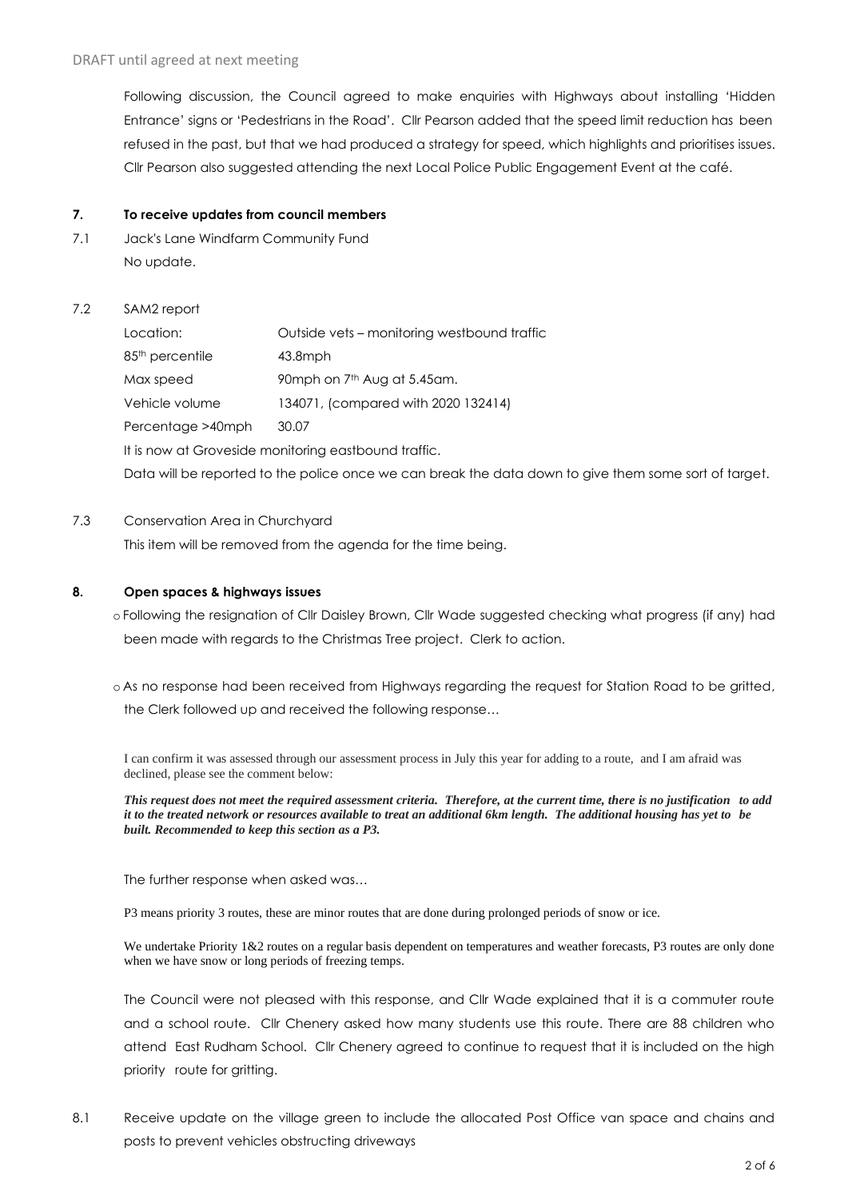Following discussion, the Council agreed to make enquiries with Highways about installing 'Hidden Entrance' signs or 'Pedestrians in the Road'. Cllr Pearson added that the speed limit reduction has been refused in the past, but that we had produced a strategy for speed, which highlights and prioritises issues. Cllr Pearson also suggested attending the next Local Police Public Engagement Event at the café.

**7. To receive updates from council members**

7.1 Jack's Lane Windfarm Community Fund

No update.

7.2 SAM2 report

| | |
|---|---|
| Location: | Outside vets – monitoring westbound traffic |
| 85th percentile | 43.8mph |
| Max speed | 90mph on 7th Aug at 5.45am. |
| Vehicle volume | 134071, (compared with 2020 132414) |
| Percentage >40mph | 30.07 |

It is now at Groveside monitoring eastbound traffic.

Data will be reported to the police once we can break the data down to give them some sort of target.

7.3 Conservation Area in Churchyard

This item will be removed from the agenda for the time being.

**8. Open spaces & highways issues**

- Following the resignation of Cllr Daisley Brown, Cllr Wade suggested checking what progress (if any) had been made with regards to the Christmas Tree project. Clerk to action.

- As no response had been received from Highways regarding the request for Station Road to be gritted, the Clerk followed up and received the following response…

I can confirm it was assessed through our assessment process in July this year for adding to a route, and I am afraid was declined, please see the comment below:

***This request does not meet the required assessment criteria. Therefore, at the current time, there is no justification to add it to the treated network or resources available to treat an additional 6km length. The additional housing has yet to be built. Recommended to keep this section as a P3.***

The further response when asked was…

P3 means priority 3 routes, these are minor routes that are done during prolonged periods of snow or ice.

We undertake Priority 1&2 routes on a regular basis dependent on temperatures and weather forecasts, P3 routes are only done when we have snow or long periods of freezing temps.

The Council were not pleased with this response, and Cllr Wade explained that it is a commuter route and a school route. Cllr Chenery asked how many students use this route. There are 88 children who attend East Rudham School. Cllr Chenery agreed to continue to request that it is included on the high priority route for gritting.

8.1 Receive update on the village green to include the allocated Post Office van space and chains and posts to prevent vehicles obstructing driveways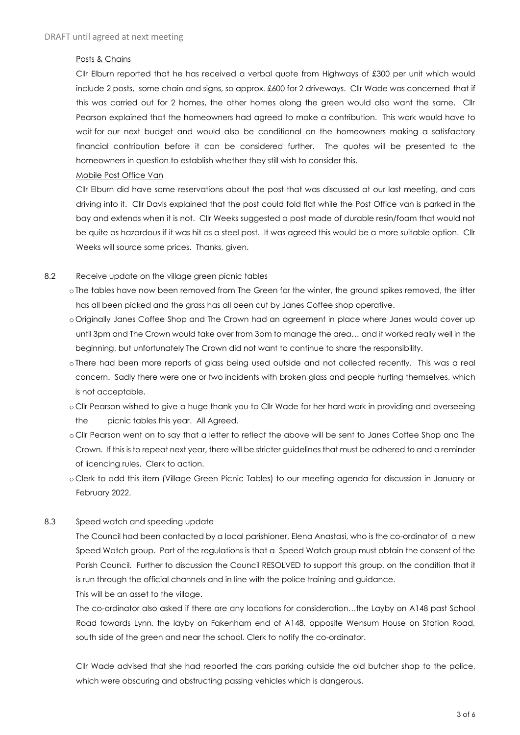#### Posts & Chains

Cllr Elburn reported that he has received a verbal quote from Highways of £300 per unit which would include 2 posts, some chain and signs, so approx. £600 for 2 driveways. Cllr Wade was concerned that if this was carried out for 2 homes, the other homes along the green would also want the same. Cllr Pearson explained that the homeowners had agreed to make a contribution. This work would have to wait for our next budget and would also be conditional on the homeowners making a satisfactory financial contribution before it can be considered further. The quotes will be presented to the homeowners in question to establish whether they still wish to consider this.

#### Mobile Post Office Van

Cllr Elburn did have some reservations about the post that was discussed at our last meeting, and cars driving into it. Cllr Davis explained that the post could fold flat while the Post Office van is parked in the bay and extends when it is not. Cllr Weeks suggested a post made of durable resin/foam that would not be quite as hazardous if it was hit as a steel post. It was agreed this would be a more suitable option. Cllr Weeks will source some prices. Thanks, given.

8.2 Receive update on the village green picnic tables

- The tables have now been removed from The Green for the winter, the ground spikes removed, the litter has all been picked and the grass has all been cut by Janes Coffee shop operative.
- Originally Janes Coffee Shop and The Crown had an agreement in place where Janes would cover up until 3pm and The Crown would take over from 3pm to manage the area… and it worked really well in the beginning, but unfortunately The Crown did not want to continue to share the responsibility.
- There had been more reports of glass being used outside and not collected recently. This was a real concern. Sadly there were one or two incidents with broken glass and people hurting themselves, which is not acceptable.
- Cllr Pearson wished to give a huge thank you to Cllr Wade for her hard work in providing and overseeing the picnic tables this year. All Agreed.
- Cllr Pearson went on to say that a letter to reflect the above will be sent to Janes Coffee Shop and The Crown. If this is to repeat next year, there will be stricter guidelines that must be adhered to and a reminder of licencing rules. Clerk to action.
- Clerk to add this item (Village Green Picnic Tables) to our meeting agenda for discussion in January or February 2022.

8.3 Speed watch and speeding update

The Council had been contacted by a local parishioner, Elena Anastasi, who is the co-ordinator of a new Speed Watch group. Part of the regulations is that a Speed Watch group must obtain the consent of the Parish Council. Further to discussion the Council RESOLVED to support this group, on the condition that it is run through the official channels and in line with the police training and guidance.

This will be an asset to the village.

The co-ordinator also asked if there are any locations for consideration…the Layby on A148 past School Road towards Lynn, the layby on Fakenham end of A148, opposite Wensum House on Station Road, south side of the green and near the school. Clerk to notify the co-ordinator.

Cllr Wade advised that she had reported the cars parking outside the old butcher shop to the police, which were obscuring and obstructing passing vehicles which is dangerous.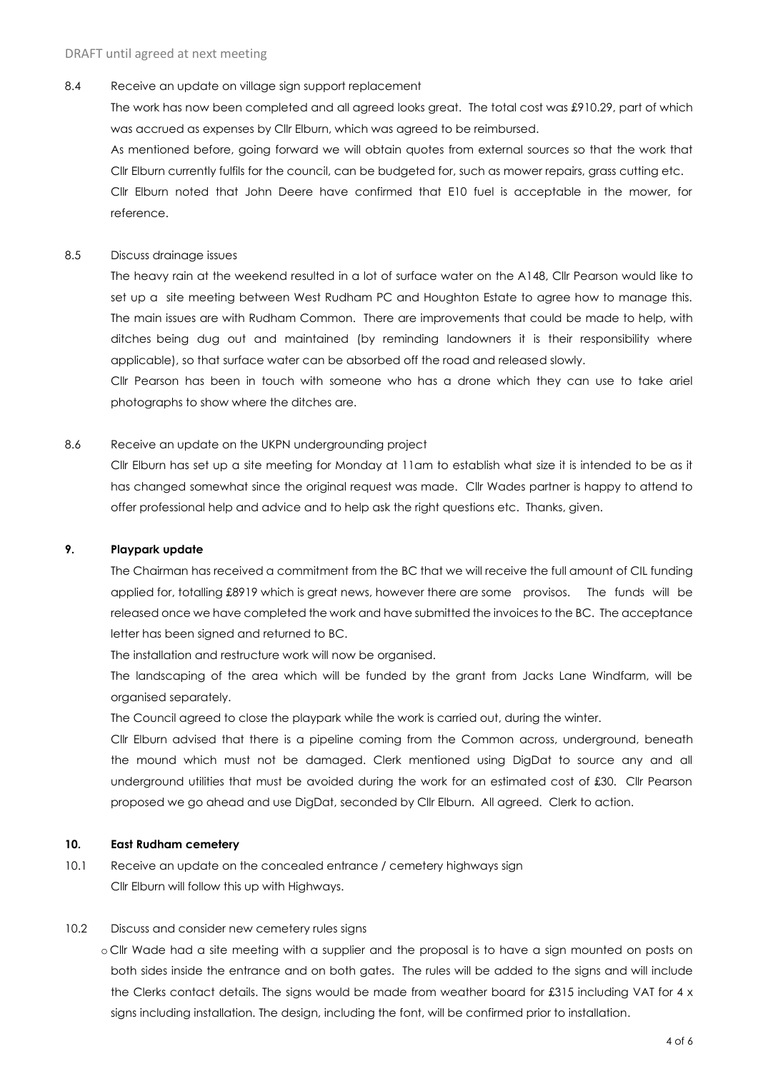8.4 Receive an update on village sign support replacement

The work has now been completed and all agreed looks great. The total cost was £910.29, part of which was accrued as expenses by Cllr Elburn, which was agreed to be reimbursed.

As mentioned before, going forward we will obtain quotes from external sources so that the work that Cllr Elburn currently fulfils for the council, can be budgeted for, such as mower repairs, grass cutting etc.

Cllr Elburn noted that John Deere have confirmed that E10 fuel is acceptable in the mower, for reference.

8.5 Discuss drainage issues

The heavy rain at the weekend resulted in a lot of surface water on the A148, Cllr Pearson would like to set up a site meeting between West Rudham PC and Houghton Estate to agree how to manage this. The main issues are with Rudham Common. There are improvements that could be made to help, with ditches being dug out and maintained (by reminding landowners it is their responsibility where applicable), so that surface water can be absorbed off the road and released slowly.

Cllr Pearson has been in touch with someone who has a drone which they can use to take ariel photographs to show where the ditches are.

8.6 Receive an update on the UKPN undergrounding project

Cllr Elburn has set up a site meeting for Monday at 11am to establish what size it is intended to be as it has changed somewhat since the original request was made. Cllr Wades partner is happy to attend to offer professional help and advice and to help ask the right questions etc. Thanks, given.

**9. Playpark update**

The Chairman has received a commitment from the BC that we will receive the full amount of CIL funding applied for, totalling £8919 which is great news, however there are some provisos. The funds will be released once we have completed the work and have submitted the invoices to the BC. The acceptance letter has been signed and returned to BC.

The installation and restructure work will now be organised.

The landscaping of the area which will be funded by the grant from Jacks Lane Windfarm, will be organised separately.

The Council agreed to close the playpark while the work is carried out, during the winter.

Cllr Elburn advised that there is a pipeline coming from the Common across, underground, beneath the mound which must not be damaged. Clerk mentioned using DigDat to source any and all underground utilities that must be avoided during the work for an estimated cost of £30. Cllr Pearson proposed we go ahead and use DigDat, seconded by Cllr Elburn. All agreed. Clerk to action.

**10. East Rudham cemetery**

10.1 Receive an update on the concealed entrance / cemetery highways sign

Cllr Elburn will follow this up with Highways.

10.2 Discuss and consider new cemetery rules signs

- Cllr Wade had a site meeting with a supplier and the proposal is to have a sign mounted on posts on both sides inside the entrance and on both gates. The rules will be added to the signs and will include the Clerks contact details. The signs would be made from weather board for £315 including VAT for 4 x signs including installation. The design, including the font, will be confirmed prior to installation.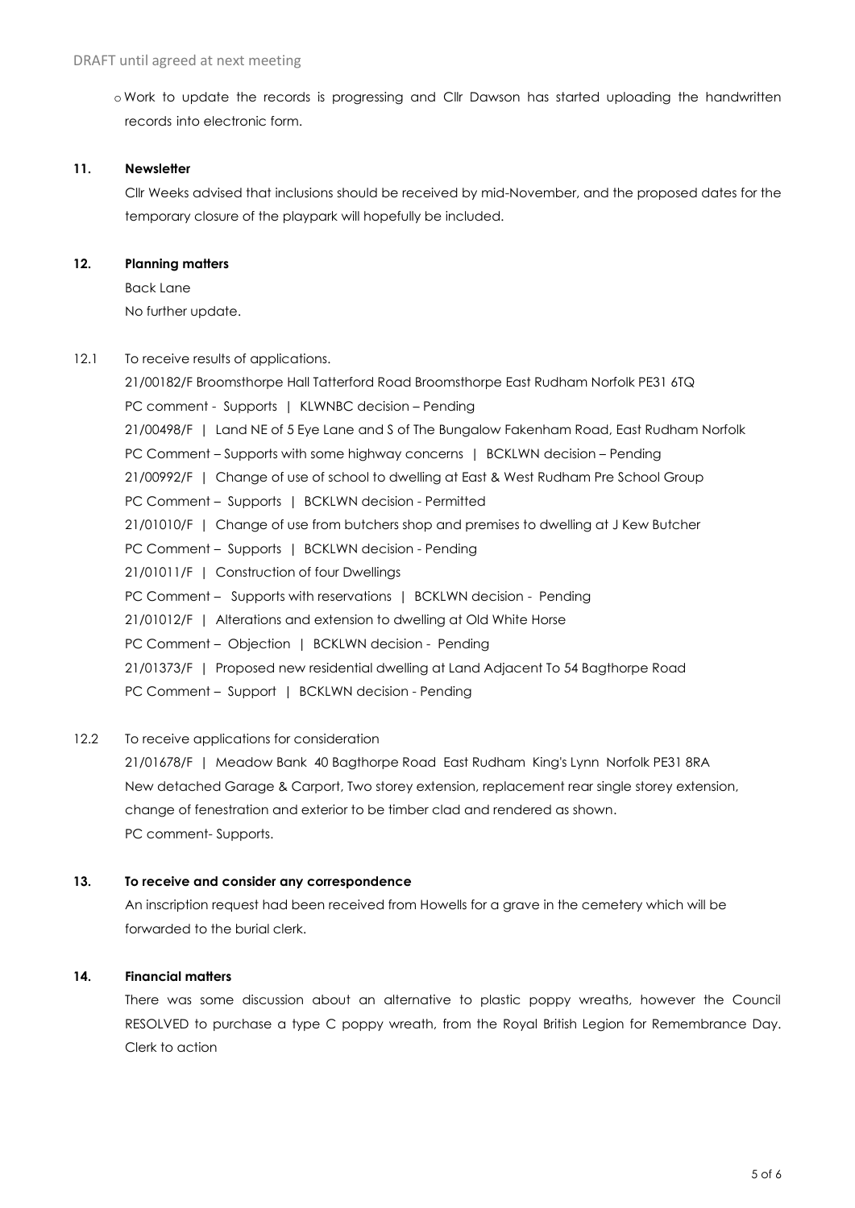DRAFT until agreed at next meeting

- Work to update the records is progressing and Cllr Dawson has started uploading the handwritten records into electronic form.

**11. Newsletter**

Cllr Weeks advised that inclusions should be received by mid-November, and the proposed dates for the temporary closure of the playpark will hopefully be included.

**12. Planning matters**

Back Lane

No further update.

12.1 To receive results of applications.

21/00182/F Broomsthorpe Hall Tatterford Road Broomsthorpe East Rudham Norfolk PE31 6TQ
PC comment - Supports | KLWNBC decision – Pending

21/00498/F | Land NE of 5 Eye Lane and S of The Bungalow Fakenham Road, East Rudham Norfolk
PC Comment – Supports with some highway concerns | BCKLWN decision – Pending

21/00992/F | Change of use of school to dwelling at East & West Rudham Pre School Group
PC Comment – Supports | BCKLWN decision - Permitted

21/01010/F | Change of use from butchers shop and premises to dwelling at J Kew Butcher
PC Comment – Supports | BCKLWN decision - Pending

21/01011/F | Construction of four Dwellings
PC Comment – Supports with reservations | BCKLWN decision - Pending

21/01012/F | Alterations and extension to dwelling at Old White Horse
PC Comment – Objection | BCKLWN decision - Pending

21/01373/F | Proposed new residential dwelling at Land Adjacent To 54 Bagthorpe Road
PC Comment – Support | BCKLWN decision - Pending

12.2 To receive applications for consideration

21/01678/F | Meadow Bank 40 Bagthorpe Road East Rudham King's Lynn Norfolk PE31 8RA
New detached Garage & Carport, Two storey extension, replacement rear single storey extension, change of fenestration and exterior to be timber clad and rendered as shown.
PC comment- Supports.

**13. To receive and consider any correspondence**

An inscription request had been received from Howells for a grave in the cemetery which will be forwarded to the burial clerk.

**14. Financial matters**

There was some discussion about an alternative to plastic poppy wreaths, however the Council RESOLVED to purchase a type C poppy wreath, from the Royal British Legion for Remembrance Day. Clerk to action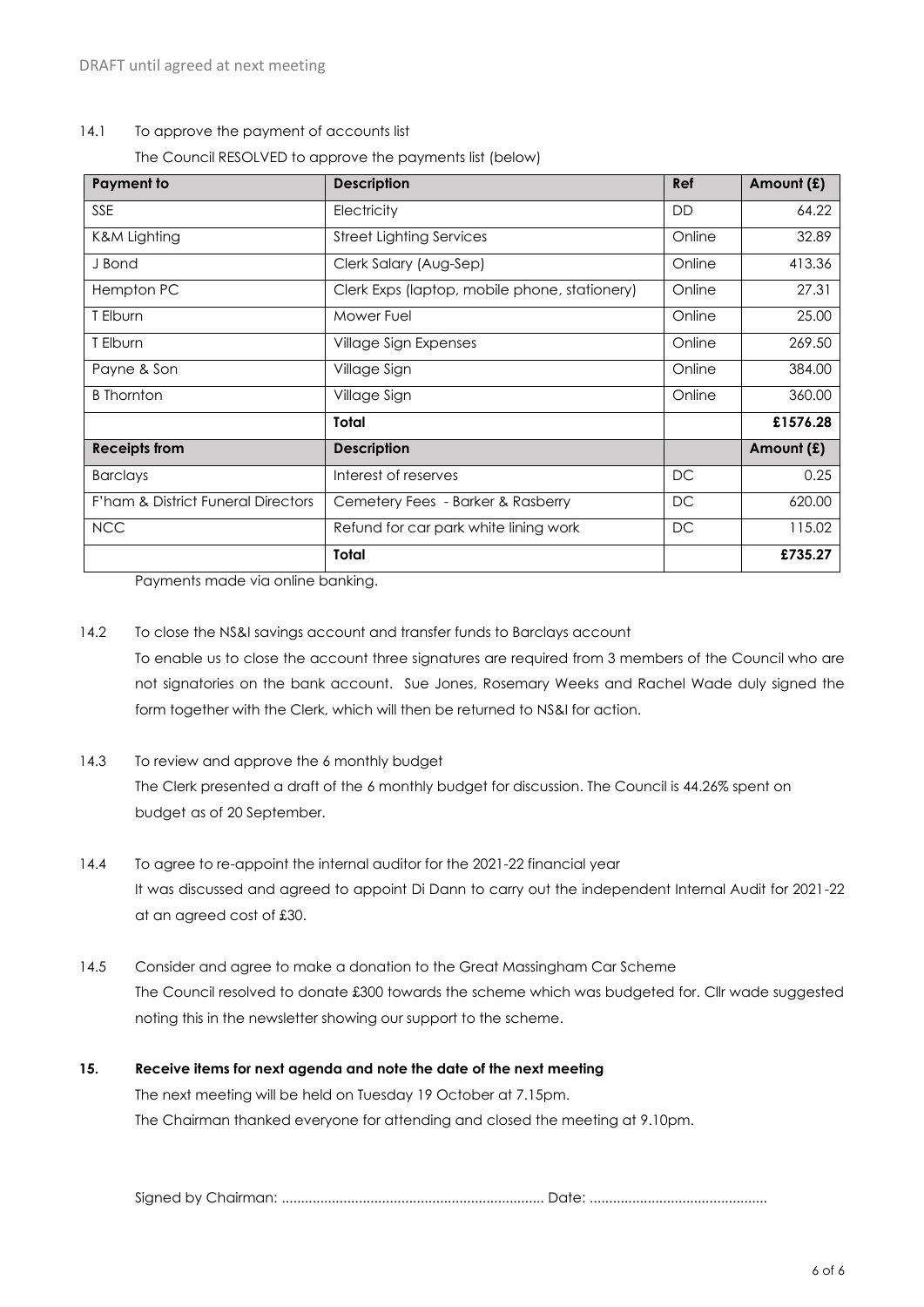DRAFT until agreed at next meeting

14.1 To approve the payment of accounts list

The Council RESOLVED to approve the payments list (below)

| Payment to | Description | Ref | Amount (£) |
|---|---|---|---|
| SSE | Electricity | DD | 64.22 |
| K&M Lighting | Street Lighting Services | Online | 32.89 |
| J Bond | Clerk Salary (Aug-Sep) | Online | 413.36 |
| Hempton PC | Clerk Exps (laptop, mobile phone, stationery) | Online | 27.31 |
| T Elburn | Mower Fuel | Online | 25.00 |
| T Elburn | Village Sign Expenses | Online | 269.50 |
| Payne & Son | Village Sign | Online | 384.00 |
| B Thornton | Village Sign | Online | 360.00 |
| | **Total** | | **£1576.28** |
| **Receipts from** | **Description** | | **Amount (£)** |
| Barclays | Interest of reserves | DC | 0.25 |
| F'ham & District Funeral Directors | Cemetery Fees - Barker & Rasberry | DC | 620.00 |
| NCC | Refund for car park white lining work | DC | 115.02 |
| | **Total** | | **£735.27** |

Payments made via online banking.

14.2 To close the NS&I savings account and transfer funds to Barclays account

To enable us to close the account three signatures are required from 3 members of the Council who are not signatories on the bank account. Sue Jones, Rosemary Weeks and Rachel Wade duly signed the form together with the Clerk, which will then be returned to NS&I for action.

14.3 To review and approve the 6 monthly budget

The Clerk presented a draft of the 6 monthly budget for discussion. The Council is 44.26% spent on budget as of 20 September.

14.4 To agree to re-appoint the internal auditor for the 2021-22 financial year

It was discussed and agreed to appoint Di Dann to carry out the independent Internal Audit for 2021-22 at an agreed cost of £30.

14.5 Consider and agree to make a donation to the Great Massingham Car Scheme

The Council resolved to donate £300 towards the scheme which was budgeted for. Cllr wade suggested noting this in the newsletter showing our support to the scheme.

**15. Receive items for next agenda and note the date of the next meeting**

The next meeting will be held on Tuesday 19 October at 7.15pm.

The Chairman thanked everyone for attending and closed the meeting at 9.10pm.

Signed by Chairman: .................................................................... Date: .............................................